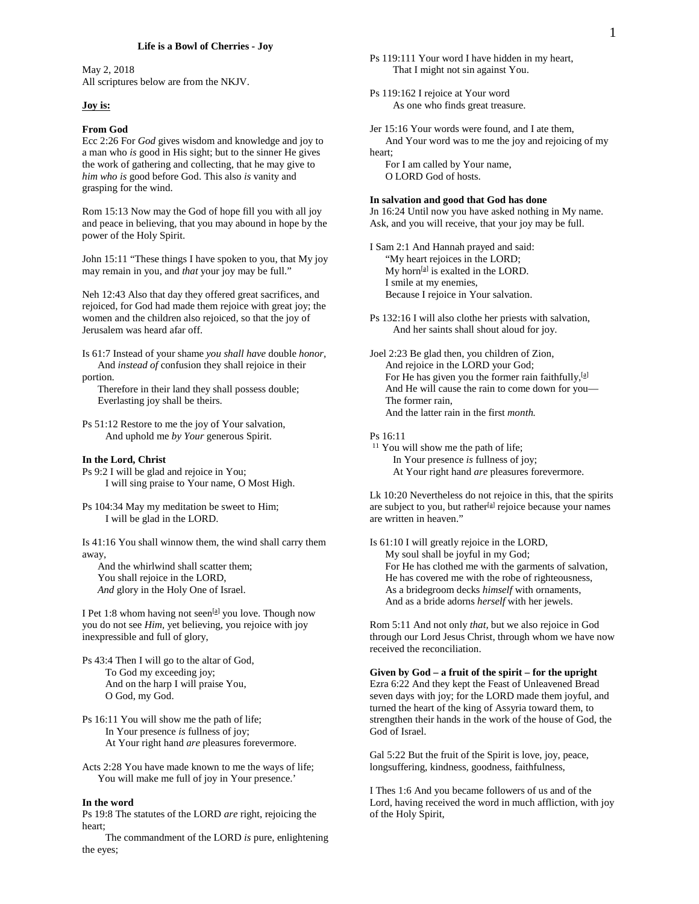**Life is a Bowl of Cherries - Joy**

May 2, 2018
All scriptures below are from the NKJV.

**Joy is:**

**From God**
Ecc 2:26 For *God* gives wisdom and knowledge and joy to a man who *is* good in His sight; but to the sinner He gives the work of gathering and collecting, that he may give to *him who is* good before God. This also *is* vanity and grasping for the wind.

Rom 15:13 Now may the God of hope fill you with all joy and peace in believing, that you may abound in hope by the power of the Holy Spirit.

John 15:11 "These things I have spoken to you, that My joy may remain in you, and *that* your joy may be full."

Neh 12:43 Also that day they offered great sacrifices, and rejoiced, for God had made them rejoice with great joy; the women and the children also rejoiced, so that the joy of Jerusalem was heard afar off.

Is 61:7 Instead of your shame *you shall have* double *honor*,
And *instead of* confusion they shall rejoice in their portion.
Therefore in their land they shall possess double;
Everlasting joy shall be theirs.

Ps 51:12 Restore to me the joy of Your salvation,
And uphold me *by Your* generous Spirit.

**In the Lord, Christ**
Ps 9:2 I will be glad and rejoice in You;
I will sing praise to Your name, O Most High.

Ps 104:34 May my meditation be sweet to Him;
I will be glad in the LORD.

Is 41:16 You shall winnow them, the wind shall carry them away,
And the whirlwind shall scatter them;
You shall rejoice in the LORD,
*And* glory in the Holy One of Israel.

I Pet 1:8 whom having not seen[a] you love. Though now you do not see *Him*, yet believing, you rejoice with joy inexpressible and full of glory,

Ps 43:4 Then I will go to the altar of God,
To God my exceeding joy;
And on the harp I will praise You,
O God, my God.

Ps 16:11 You will show me the path of life;
In Your presence *is* fullness of joy;
At Your right hand *are* pleasures forevermore.

Acts 2:28 You have made known to me the ways of life;
You will make me full of joy in Your presence.'

**In the word**
Ps 19:8 The statutes of the LORD *are* right, rejoicing the heart;
The commandment of the LORD *is* pure, enlightening the eyes;

Ps 119:111 Your word I have hidden in my heart,
That I might not sin against You.

Ps 119:162 I rejoice at Your word
As one who finds great treasure.

Jer 15:16 Your words were found, and I ate them,
And Your word was to me the joy and rejoicing of my heart;
For I am called by Your name,
O LORD God of hosts.

**In salvation and good that God has done**
Jn 16:24 Until now you have asked nothing in My name. Ask, and you will receive, that your joy may be full.

I Sam 2:1 And Hannah prayed and said:
"My heart rejoices in the LORD;
My horn[a] is exalted in the LORD.
I smile at my enemies,
Because I rejoice in Your salvation.

Ps 132:16 I will also clothe her priests with salvation,
And her saints shall shout aloud for joy.

Joel 2:23 Be glad then, you children of Zion,
And rejoice in the LORD your God;
For He has given you the former rain faithfully,[a]
And He will cause the rain to come down for you—
The former rain,
And the latter rain in the first *month.*

Ps 16:11
11 You will show me the path of life;
In Your presence *is* fullness of joy;
At Your right hand *are* pleasures forevermore.

Lk 10:20 Nevertheless do not rejoice in this, that the spirits are subject to you, but rather[a] rejoice because your names are written in heaven."

Is 61:10 I will greatly rejoice in the LORD,
My soul shall be joyful in my God;
For He has clothed me with the garments of salvation,
He has covered me with the robe of righteousness,
As a bridegroom decks *himself* with ornaments,
And as a bride adorns *herself* with her jewels.

Rom 5:11 And not only *that,* but we also rejoice in God through our Lord Jesus Christ, through whom we have now received the reconciliation.

**Given by God – a fruit of the spirit – for the upright**
Ezra 6:22 And they kept the Feast of Unleavened Bread seven days with joy; for the LORD made them joyful, and turned the heart of the king of Assyria toward them, to strengthen their hands in the work of the house of God, the God of Israel.

Gal 5:22 But the fruit of the Spirit is love, joy, peace, longsuffering, kindness, goodness, faithfulness,

I Thes 1:6 And you became followers of us and of the Lord, having received the word in much affliction, with joy of the Holy Spirit,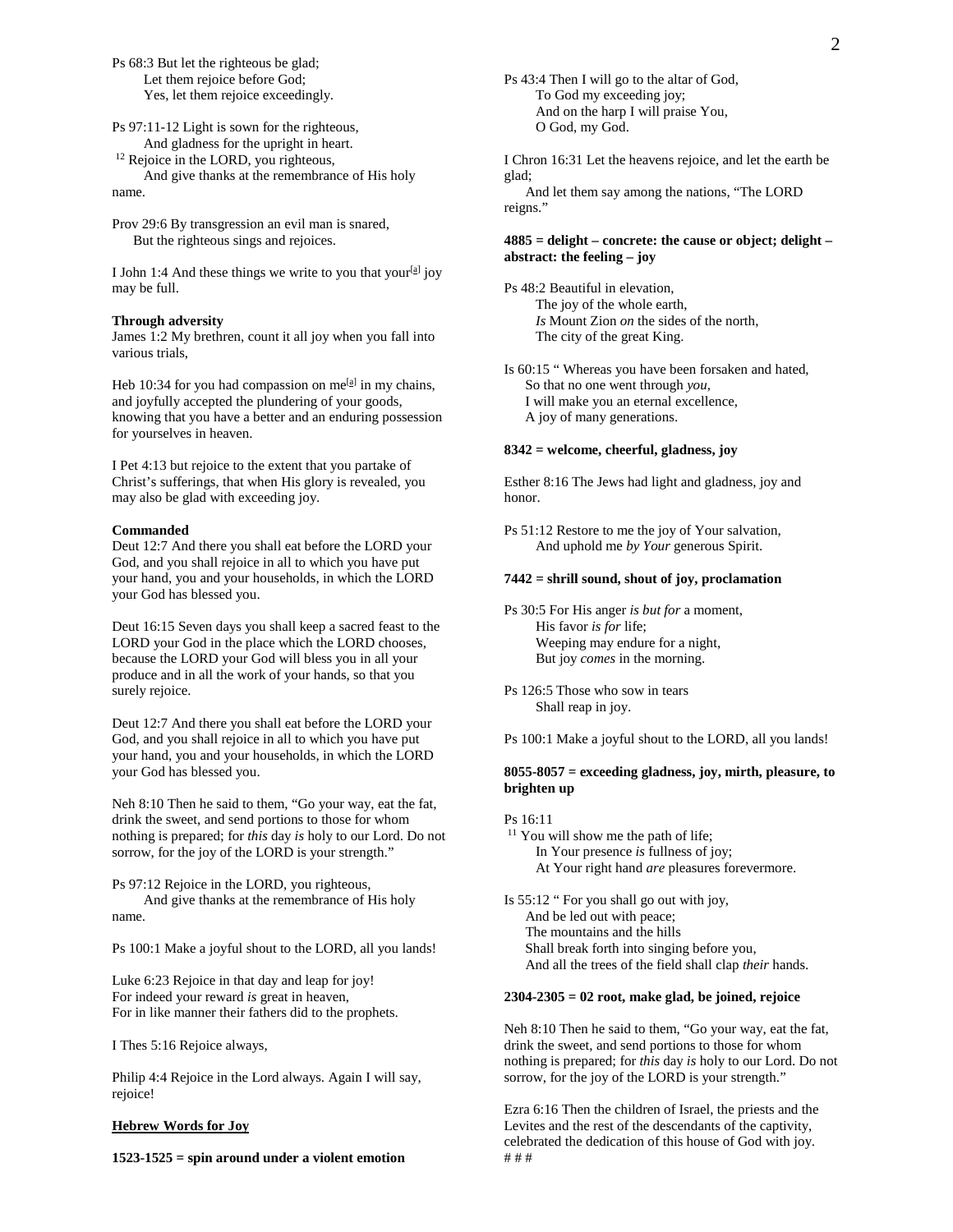Ps 68:3 But let the righteous be glad;
Let them rejoice before God;
Yes, let them rejoice exceedingly.

Ps 97:11-12 Light is sown for the righteous,
And gladness for the upright in heart.
[12] Rejoice in the LORD, you righteous,
And give thanks at the remembrance of His holy name.

Prov 29:6 By transgression an evil man is snared,
But the righteous sings and rejoices.

I John 1:4 And these things we write to you that your[a] joy may be full.

**Through adversity**
James 1:2 My brethren, count it all joy when you fall into various trials,

Heb 10:34 for you had compassion on me[a] in my chains, and joyfully accepted the plundering of your goods, knowing that you have a better and an enduring possession for yourselves in heaven.

I Pet 4:13 but rejoice to the extent that you partake of Christ's sufferings, that when His glory is revealed, you may also be glad with exceeding joy.

**Commanded**
Deut 12:7 And there you shall eat before the LORD your God, and you shall rejoice in all to which you have put your hand, you and your households, in which the LORD your God has blessed you.

Deut 16:15 Seven days you shall keep a sacred feast to the LORD your God in the place which the LORD chooses, because the LORD your God will bless you in all your produce and in all the work of your hands, so that you surely rejoice.

Deut 12:7 And there you shall eat before the LORD your God, and you shall rejoice in all to which you have put your hand, you and your households, in which the LORD your God has blessed you.

Neh 8:10 Then he said to them, "Go your way, eat the fat, drink the sweet, and send portions to those for whom nothing is prepared; for *this* day *is* holy to our Lord. Do not sorrow, for the joy of the LORD is your strength."

Ps 97:12 Rejoice in the LORD, you righteous,
And give thanks at the remembrance of His holy name.

Ps 100:1 Make a joyful shout to the LORD, all you lands!

Luke 6:23 Rejoice in that day and leap for joy!
For indeed your reward *is* great in heaven,
For in like manner their fathers did to the prophets.

I Thes 5:16 Rejoice always,

Philip 4:4 Rejoice in the Lord always. Again I will say, rejoice!

**Hebrew Words for Joy**

**1523-1525 = spin around under a violent emotion**

Ps 43:4 Then I will go to the altar of God,
To God my exceeding joy;
And on the harp I will praise You,
O God, my God.

I Chron 16:31 Let the heavens rejoice, and let the earth be glad;
And let them say among the nations, "The LORD reigns."

**4885 = delight – concrete: the cause or object; delight – abstract: the feeling – joy**

Ps 48:2 Beautiful in elevation,
The joy of the whole earth,
*Is* Mount Zion *on* the sides of the north,
The city of the great King.

Is 60:15 " Whereas you have been forsaken and hated,
So that no one went through *you*,
I will make you an eternal excellence,
A joy of many generations.

**8342 = welcome, cheerful, gladness, joy**

Esther 8:16 The Jews had light and gladness, joy and honor.

Ps 51:12 Restore to me the joy of Your salvation,
And uphold me *by Your* generous Spirit.

**7442 = shrill sound, shout of joy, proclamation**

Ps 30:5 For His anger *is but for* a moment,
His favor *is for* life;
Weeping may endure for a night,
But joy *comes* in the morning.

Ps 126:5 Those who sow in tears
Shall reap in joy.

Ps 100:1 Make a joyful shout to the LORD, all you lands!

**8055-8057 = exceeding gladness, joy, mirth, pleasure, to brighten up**

Ps 16:11
[11] You will show me the path of life;
In Your presence *is* fullness of joy;
At Your right hand *are* pleasures forevermore.

Is 55:12 " For you shall go out with joy,
And be led out with peace;
The mountains and the hills
Shall break forth into singing before you,
And all the trees of the field shall clap *their* hands.

**2304-2305 = 02 root, make glad, be joined, rejoice**

Neh 8:10 Then he said to them, "Go your way, eat the fat, drink the sweet, and send portions to those for whom nothing is prepared; for *this* day *is* holy to our Lord. Do not sorrow, for the joy of the LORD is your strength."

Ezra 6:16 Then the children of Israel, the priests and the Levites and the rest of the descendants of the captivity, celebrated the dedication of this house of God with joy.
# # #